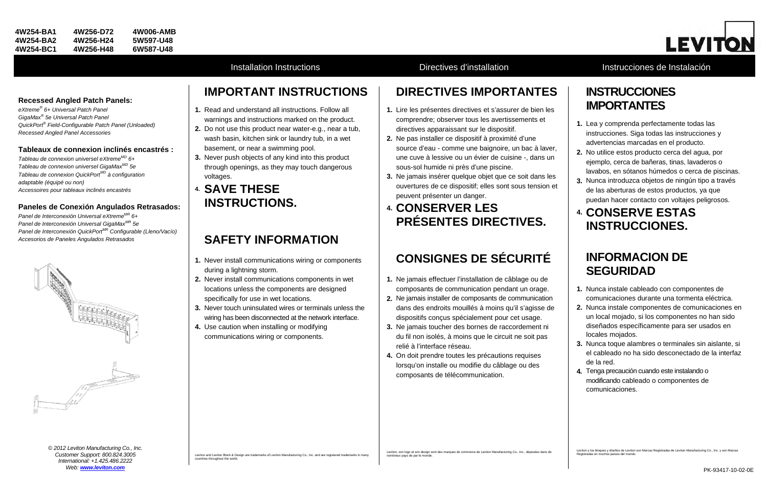4W254-BA1 4W256-D72 4W006-AMB
4W254-BA2 4W256-H24 5W597-U48
4W254-BC1 4W256-H48 6W587-U48

LEVITON

Installation Instructions | Directives d'installation | Instrucciones de Instalación

**Recessed Angled Patch Panels:**

*eXtreme® 6+ Universal Patch Panel*
*GigaMax® 5e Universal Patch Panel*
*QuickPort® Field-Configurable Patch Panel (Unloaded)*
*Recessed Angled Panel Accessories*

**Tableaux de connexion inclinés encastrés :**

*Tableau de connexion universel eXtreme[MD] 6+*
*Tableau de connexion universel GigaMax[MD] 5e*
*Tableau de connexion QuickPort[MD] à configuration adaptable (équipé ou non)*
*Accessoires pour tableaux inclinés encastrés*

**Paneles de Conexión Angulados Retrasados:**

*Panel de Interconexión Universal eXtreme[MR] 6+*
*Panel de Interconexión Universal GigaMax[MR] 5e*
*Panel de Interconexión QuickPort[MR] Configurable (Lleno/Vacío)*
*Accesorios de Paneles Angulados Retrasados*

*© 2012 Leviton Manufacturing Co., Inc.*
*Customer Support: 800.824.3005*
*International: +1.425.486.2222*
*Web: www.leviton.com*

## IMPORTANT INSTRUCTIONS

1. Read and understand all instructions. Follow all warnings and instructions marked on the product.
2. Do not use this product near water-e.g., near a tub, wash basin, kitchen sink or laundry tub, in a wet basement, or near a swimming pool.
3. Never push objects of any kind into this product through openings, as they may touch dangerous voltages.
4. **SAVE THESE INSTRUCTIONS.**

## SAFETY INFORMATION

1. Never install communications wiring or components during a lightning storm.
2. Never install communications components in wet locations unless the components are designed specifically for use in wet locations.
3. Never touch uninsulated wires or terminals unless the wiring has been disconnected at the network interface.
4. Use caution when installing or modifying communications wiring or components.

Leviton and Leviton Block & Design are trademarks of Leviton Manufacturing Co., Inc. and are registered trademarks in many countries throughout the world.

## DIRECTIVES IMPORTANTES

1. Lire les présentes directives et s'assurer de bien les comprendre; observer tous les avertissements et directives apparaissant sur le dispositif.
2. Ne pas installer ce dispositif à proximité d'une source d'eau - comme une baignoire, un bac à laver, une cuve à lessive ou un évier de cuisine -, dans un sous-sol humide ni près d'une piscine.
3. Ne jamais insérer quelque objet que ce soit dans les ouvertures de ce dispositif; elles sont sous tension et peuvent présenter un danger.
4. **CONSERVER LES PRÉSENTES DIRECTIVES.**

## CONSIGNES DE SÉCURITÉ

1. Ne jamais effectuer l'installation de câblage ou de composants de communication pendant un orage.
2. Ne jamais installer de composants de communication dans des endroits mouillés à moins qu'il s'agisse de dispositifs conçus spécialement pour cet usage.
3. Ne jamais toucher des bornes de raccordement ni du fil non isolés, à moins que le circuit ne soit pas relié à l'interface réseau.
4. On doit prendre toutes les précautions requises lorsqu'on installe ou modifie du câblage ou des composants de télécommunication.

Leviton, son logo et son design sont des marques de commerce de Leviton Manufacturing Co., Inc., déposées dans de nombreux pays de par le monde.

## INSTRUCCIONES IMPORTANTES

1. Lea y comprenda perfectamente todas las instrucciones. Siga todas las instrucciones y advertencias marcadas en el producto.
2. No utilice estos producto cerca del agua, por ejemplo, cerca de bañeras, tinas, lavaderos o lavabos, en sótanos húmedos o cerca de piscinas.
3. Nunca introduzca objetos de ningún tipo a través de las aberturas de estos productos, ya que puedan hacer contacto con voltajes peligrosos.
4. **CONSERVE ESTAS INSTRUCCIONES.**

## INFORMACION DE SEGURIDAD

1. Nunca instale cableado con componentes de comunicaciones durante una tormenta eléctrica.
2. Nunca instale componentes de comunicaciones en un local mojado, si los componentes no han sido diseñados específicamente para ser usados en locales mojados.
3. Nunca toque alambres o terminales sin aislante, si el cableado no ha sido desconectado de la interfaz de la red.
4. Tenga precaución cuando este instalando o modificando cableado o componentes de comunicaciones.

Leviton y los bloques y diseños de Leviton son Marcas Registradas de Leviton Manufacturing Co., Inc. y son Marcas Registradas en muchos países del mundo.

PK-93417-10-02-0E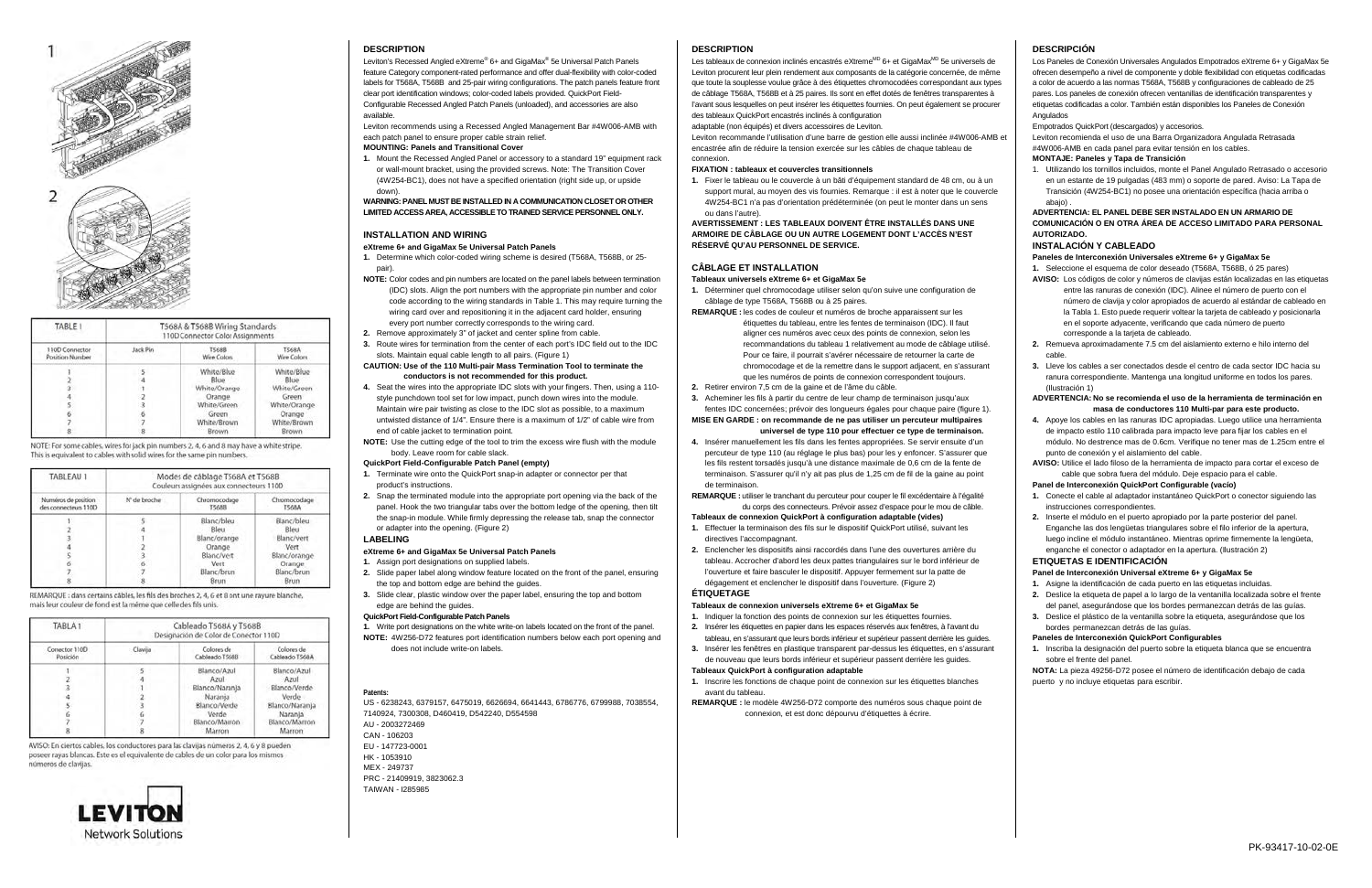1

2

| TABLE 1 | T568A & T568B Wiring Standards 110D Connector Color Assignments | |
|---|---|---|
| 110D Connector Position Number | Jack Pin | T568B Wire Colors | T568A Wire Colors |
| 1 | 5 | White/Blue | White/Blue |
| 2 | 4 | Blue | Blue |
| 3 | 1 | White/Orange | White/Green |
| 4 | 2 | Orange | Green |
| 5 | 3 | White/Green | White/Orange |
| 6 | 6 | Green | Orange |
| 7 | 7 | White/Brown | White/Brown |
| 8 | 8 | Brown | Brown |

NOTE: For some cables, wires for jack pin numbers 2, 4, 6 and 8 may have a white stripe. This is equivalent to cables with solid wires for the same pin numbers.

| TABLEAU 1 | Modes de câblage T568A et T568B Couleurs assignées aux connecteurs 110D | | |
|---|---|---|---|
| Numéros de position des connecteurs 110D | N° de broche | Chromocodage T568B | Chromocodage T568A |
| 1 | 5 | Blanc/bleu | Blanc/bleu |
| 2 | 4 | Bleu | Bleu |
| 3 | 1 | Blanc/orange | Blanc/vert |
| 4 | 2 | Orange | Vert |
| 5 | 3 | Blanc/vert | Blanc/orange |
| 6 | 6 | Vert | Orange |
| 7 | 7 | Blanc/brun | Blanc/brun |
| 8 | 8 | Brun | Brun |

REMARQUE : dans certains câbles, les fils des broches 2, 4, 6 et 8 ont une rayure blanche, mais leur couleur de fond est la même que celle des fils unis.

| TABLA 1 | Cableado T568A y T568B Designación de Color de Conector 110D | | |
|---|---|---|---|
| Conector 110D Posición | Clavija | Colores de Cableado T568B | Colores de Cableado T568A |
| 1 | 5 | Blanco/Azul | Blanco/Azul |
| 2 | 4 | Azul | Azul |
| 3 | 1 | Blanco/Naranja | Blanco/Verde |
| 4 | 2 | Naranja | Verde |
| 5 | 3 | Blanco/Verde | Blanco/Naranja |
| 6 | 6 | Verde | Naranja |
| 7 | 7 | Blanco/Marrón | Blanco/Marrón |
| 8 | 8 | Marrón | Marrón |

AVISO: En ciertos cables, los conductores para las clavijas números 2, 4, 6 y 8 pueden poseer rayas blancas. Este es el equivalente de cables de un color para los mismos números de clavijas.

LEVITON Network Solutions

## DESCRIPTION

Leviton's Recessed Angled eXtreme® 6+ and GigaMax® 5e Universal Patch Panels feature Category component-rated performance and offer dual-flexibility with color-coded labels for T568A, T568B and 25-pair wiring configurations. The patch panels feature front clear port identification windows; color-coded labels provided. QuickPort Field-Configurable Recessed Angled Patch Panels (unloaded), and accessories are also available.

Leviton recommends using a Recessed Angled Management Bar #4W006-AMB with each patch panel to ensure proper cable strain relief.

**MOUNTING: Panels and Transitional Cover**

1. Mount the Recessed Angled Panel or accessory to a standard 19" equipment rack or wall-mount bracket, using the provided screws. Note: The Transition Cover (4W254-BC1), does not have a specified orientation (right side up, or upside down).

**WARNING: PANEL MUST BE INSTALLED IN A COMMUNICATION CLOSET OR OTHER LIMITED ACCESS AREA, ACCESSIBLE TO TRAINED SERVICE PERSONNEL ONLY.**

## INSTALLATION AND WIRING

**eXtreme 6+ and GigaMax 5e Universal Patch Panels**

1. Determine which color-coded wiring scheme is desired (T568A, T568B, or 25-pair).

**NOTE:** Color codes and pin numbers are located on the panel labels between termination (IDC) slots. Align the port numbers with the appropriate pin number and color code according to the wiring standards in Table 1. This may require turning the wiring card over and repositioning it in the adjacent card holder, ensuring every port number correctly corresponds to the wiring card.

2. Remove approximately 3" of jacket and center spline from cable.
3. Route wires for termination from the center of each port's IDC field out to the IDC slots. Maintain equal cable length to all pairs. (Figure 1)

**CAUTION: Use of the 110 Multi-pair Mass Termination Tool to terminate the conductors is not recommended for this product.**

4. Seat the wires into the appropriate IDC slots with your fingers. Then, using a 110-style punchdown tool set for low impact, punch down wires into the module. Maintain wire pair twisting as close to the IDC slot as possible, to a maximum untwisted distance of 1/4". Ensure there is a maximum of 1/2" of cable wire from end of cable jacket to termination point.

**NOTE:** Use the cutting edge of the tool to trim the excess wire flush with the module body. Leave room for cable slack.

**QuickPort Field-Configurable Patch Panel (empty)**

1. Terminate wire onto the QuickPort snap-in adapter or connector per that product's instructions.
2. Snap the terminated module into the appropriate port opening via the back of the panel. Hook the two triangular tabs over the bottom ledge of the opening, then tilt the snap-in module. While firmly depressing the release tab, snap the connector or adapter into the opening. (Figure 2)

## LABELING

**eXtreme 6+ and GigaMax 5e Universal Patch Panels**

1. Assign port designations on supplied labels.
2. Slide paper label along window feature located on the front of the panel, ensuring the top and bottom edge are behind the guides.
3. Slide clear, plastic window over the paper label, ensuring the top and bottom edge are behind the guides.

**QuickPort Field-Configurable Patch Panels**

1. Write port designations on the white write-on labels located on the front of the panel.

**NOTE:** 4W256-D72 features port identification numbers below each port opening and does not include write-on labels.

**Patents:**

US - 6238243, 6379157, 6475019, 6626694, 6641443, 6786776, 6799988, 7038554, 7140924, 7300308, D460419, D542240, D554598
AU - 2003272469
CAN - 106203
EU - 147723-0001
HK - 1053910
MEX - 249737
PRC - 21409919, 3823062.3
TAIWAN - I285985

## DESCRIPTION

Les tableaux de connexion inclinés encastrés eXtreme$^{MD}$ 6+ et GigaMax$^{MD}$ 5e universels de Leviton procurent leur plein rendement aux composants de la catégorie concernée, de même que toute la souplesse voulue grâce à des étiquettes chromocodées correspondant aux types de câblage T568A, T568B et à 25 paires. Ils sont en effet dotés de fenêtres transparentes à l'avant sous lesquelles on peut insérer les étiquettes fournies. On peut également se procurer des tableaux QuickPort encastrés inclinés à configuration adaptable (non équipés) et divers accessoires de Leviton.

Leviton recommande l'utilisation d'une barre de gestion elle aussi inclinée #4W006-AMB et encastrée afin de réduire la tension exercée sur les câbles de chaque tableau de connexion.

**FIXATION : tableaux et couvercles transitionnels**

1. Fixer le tableau ou le couvercle à un bâti d'équipement standard de 48 cm, ou à un support mural, au moyen des vis fournies. Remarque : il est à noter que le couvercle 4W254-BC1 n'a pas d'orientation prédéterminée (on peut le monter dans un sens ou dans l'autre).

**AVERTISSEMENT : LES TABLEAUX DOIVENT ÊTRE INSTALLÉS DANS UNE ARMOIRE DE CÂBLAGE OU UN AUTRE LOGEMENT DONT L'ACCÈS N'EST RÉSERVÉ QU'AU PERSONNEL DE SERVICE.**

## CÂBLAGE ET INSTALLATION

**Tableaux universels eXtreme 6+ et GigaMax 5e**

1. Déterminer quel chromocodage utiliser selon qu'on suive une configuration de câblage de type T568A, T568B ou à 25 paires.

**REMARQUE :** les codes de couleur et numéros de broche apparaissent sur les étiquettes du tableau, entre les fentes de terminaison (IDC). Il faut aligner ces numéros avec ceux des points de connexion, selon les recommandations du tableau 1 relativement au mode de câblage utilisé. Pour ce faire, il pourrait s'avérer nécessaire de retourner la carte de chromocodage et de la remettre dans le support adjacent, en s'assurant que les numéros de points de connexion correspondent toujours.

2. Retirer environ 7,5 cm de la gaine et de l'âme du câble.
3. Acheminer les fils à partir du centre de leur champ de terminaison jusqu'aux fentes IDC concernées; prévoir des longueurs égales pour chaque paire (figure 1).

**MISE EN GARDE : on recommande de ne pas utiliser un percuteur multipaires universel de type 110 pour effectuer ce type de terminaison.**

4. Insérer manuellement les fils dans les fentes appropriées. Se servir ensuite d'un percuteur de type 110 (au réglage le plus bas) pour les y enfoncer. S'assurer que les fils restent torsadés jusqu'à une distance maximale de 0,6 cm de la fente de terminaison. S'assurer qu'il n'y ait pas plus de 1,25 cm de fil de la gaine au point de terminaison.

**REMARQUE :** utiliser le tranchant du percuteur pour couper le fil excédentaire à l'égalité du corps des connecteurs. Prévoir assez d'espace pour le mou de câble.

**Tableaux de connexion QuickPort à configuration adaptable (vides)**

1. Effectuer la terminaison des fils sur le dispositif QuickPort utilisé, suivant les directives l'accompagnant.
2. Enclencher les dispositifs ainsi raccordés dans l'une des ouvertures arrière du tableau. Accrocher d'abord les deux pattes triangulaires sur le bord inférieur de l'ouverture et faire basculer le dispositif. Appuyer fermement sur la patte de dégagement et enclencher le dispositif dans l'ouverture. (Figure 2)

## ÉTIQUETAGE

**Tableaux de connexion universels eXtreme 6+ et GigaMax 5e**

1. Indiquer la fonction des points de connexion sur les étiquettes fournies.
2. Insérer les étiquettes en papier dans les espaces réservés aux fenêtres, à l'avant du tableau, en s'assurant que leurs bords inférieur et supérieur passent derrière les guides.
3. Insérer les fenêtres en plastique transparent par-dessus les étiquettes, en s'assurant de nouveau que leurs bords inférieur et supérieur passent derrière les guides.

**Tableaux QuickPort à configuration adaptable**

1. Inscrire les fonctions de chaque point de connexion sur les étiquettes blanches avant du tableau.

**REMARQUE :** le modèle 4W256-D72 comporte des numéros sous chaque point de connexion, et est donc dépourvu d'étiquettes à écrire.

## DESCRIPCIÓN

Los Paneles de Conexión Universales Angulados Empotrados eXtreme 6+ y GigaMax 5e ofrecen desempeño a nivel de componente y doble flexibilidad con etiquetas codificadas a color de acuerdo a las normas T568A, T568B y configuraciones de cableado de 25 pares. Los paneles de conexión ofrecen ventanillas de identificación transparentes y etiquetas codificadas a color. También están disponibles los Paneles de Conexión Angulados Empotrados QuickPort (descargados) y accesorios.

Leviton recomienda el uso de una Barra Organizadora Angulada Retrasada #4W006-AMB en cada panel para evitar tensión en los cables.

**MONTAJE: Paneles y Tapa de Transición**

1. Utilizando los tornillos incluidos, monte el Panel Angulado Retrasado o accesorio en un estante de 19 pulgadas (483 mm) o soporte de pared. Aviso: La Tapa de Transición (4W254-BC1) no posee una orientación específica (hacia arriba o abajo) .

**ADVERTENCIA: EL PANEL DEBE SER INSTALADO EN UN ARMARIO DE COMUNICACIÓN O EN OTRA ÁREA DE ACCESO LIMITADO PARA PERSONAL AUTORIZADO.**

## INSTALACIÓN Y CABLEADO

**Paneles de Interconexión Universales eXtreme 6+ y GigaMax 5e**

1. Seleccione el esquema de color deseado (T568A, T568B, ó 25 pares)

**AVISO:** Los códigos de color y números de clavijas están localizadas en las etiquetas entre las ranuras de conexión (IDC). Alinee el número de puerto con el número de clavija y color apropiados de acuerdo al estándar de cableado en la Tabla 1. Esto puede requerir voltear la tarjeta de cableado y posicionarla en el soporte adyacente, verificando que cada número de puerto corresponde a la tarjeta de cableado.

2. Remueva aproximadamente 7.5 cm del aislamiento externo e hilo interno del cable.
3. Lleve los cables a ser conectados desde el centro de cada sector IDC hacia su ranura correspondiente. Mantenga una longitud uniforme en todos los pares. (Ilustración 1)

**ADVERTENCIA: No se recomienda el uso de la herramienta de terminación en masa de conductores 110 Multi-par para este producto.**

4. Apoye los cables en las ranuras IDC apropiadas. Luego utilice una herramienta de impacto estilo 110 calibrada para impacto leve para fijar los cables en el módulo. No destrence mas de 0.6cm. Verifique no tener mas de 1.25cm entre el punto de conexión y el aislamiento del cable.

**AVISO:** Utilice el lado filoso de la herramienta de impacto para cortar el exceso de cable que sobra fuera del módulo. Deje espacio para el cable.

**Panel de Interconexión QuickPort Configurable (vacío)**

1. Conecte el cable al adaptador instantáneo QuickPort o conector siguiendo las instrucciones correspondientes.
2. Inserte el módulo en el puerto apropiado por la parte posterior del panel. Enganche las dos lengüetas triangulares sobre el filo inferior de la apertura, luego incline el módulo instantáneo. Mientras oprime firmemente la lengüeta, enganche el conector o adaptador en la apertura. (Ilustración 2)

## ETIQUETAS E IDENTIFICACIÓN

**Panel de Interconexión Universal eXtreme 6+ y GigaMax 5e**

1. Asigne la identificación de cada puerto en las etiquetas incluidas.
2. Deslice la etiqueta de papel a lo largo de la ventanilla localizada sobre el frente del panel, asegurándose que los bordes permanezcan detrás de las guías.
3. Deslice el plástico de la ventanilla sobre la etiqueta, asegurándose que los bordes permanezcan detrás de las guías.

**Paneles de Interconexión QuickPort Configurables**

1. Inscriba la designación del puerto sobre la etiqueta blanca que se encuentra sobre el frente del panel.

**NOTA:** La pieza 49256-D72 posee el número de identificación debajo de cada puerto y no incluye etiquetas para escribir.

PK-93417-10-02-0E